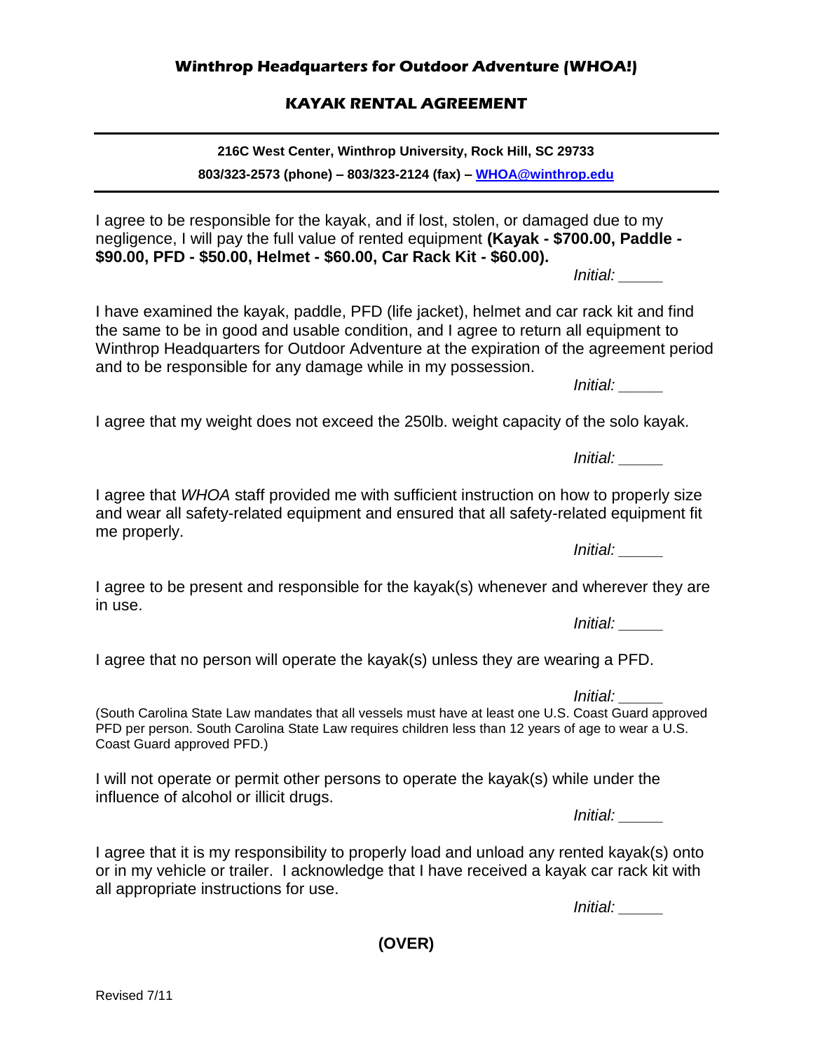## Winthrop Headquarters for Outdoor Adventure (WHOA!)

### KAYAK RENTAL AGREEMENT

**216C West Center, Winthrop University, Rock Hill, SC 29733**

**803/323-2573 (phone) – 803/323-2124 (fax) – WHOA@winthrop.edu**

---

I agree to be responsible for the kayak, and if lost, stolen, or damaged due to my negligence, I will pay the full value of rented equipment **(Kayak - $700.00, Paddle - $90.00, PFD - $50.00, Helmet - $60.00, Car Rack Kit - $60.00).**

*Initial:* _____

I have examined the kayak, paddle, PFD (life jacket), helmet and car rack kit and find the same to be in good and usable condition, and I agree to return all equipment to Winthrop Headquarters for Outdoor Adventure at the expiration of the agreement period and to be responsible for any damage while in my possession.

*Initial:* _____

I agree that my weight does not exceed the 250lb. weight capacity of the solo kayak.

*Initial:* _____

I agree that *WHOA* staff provided me with sufficient instruction on how to properly size and wear all safety-related equipment and ensured that all safety-related equipment fit me properly.

*Initial:* _____

I agree to be present and responsible for the kayak(s) whenever and wherever they are in use.

*Initial:* _____

I agree that no person will operate the kayak(s) unless they are wearing a PFD.

*Initial:* _____

(South Carolina State Law mandates that all vessels must have at least one U.S. Coast Guard approved PFD per person. South Carolina State Law requires children less than 12 years of age to wear a U.S. Coast Guard approved PFD.)

I will not operate or permit other persons to operate the kayak(s) while under the influence of alcohol or illicit drugs.

*Initial:* _____

I agree that it is my responsibility to properly load and unload any rented kayak(s) onto or in my vehicle or trailer. I acknowledge that I have received a kayak car rack kit with all appropriate instructions for use.

*Initial:* _____

**(OVER)**

Revised 7/11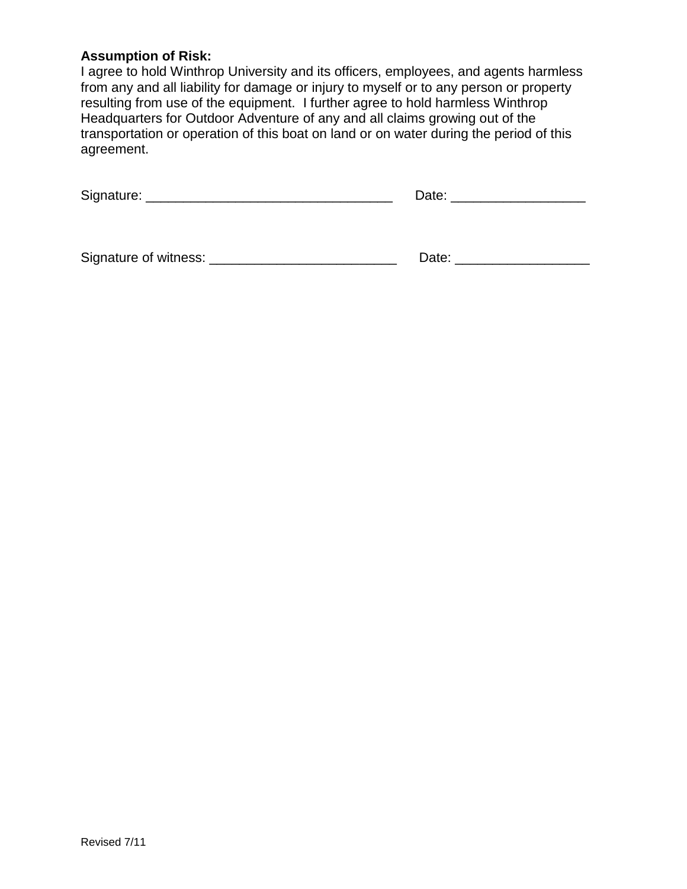**Assumption of Risk:**

I agree to hold Winthrop University and its officers, employees, and agents harmless from any and all liability for damage or injury to myself or to any person or property resulting from use of the equipment. I further agree to hold harmless Winthrop Headquarters for Outdoor Adventure of any and all claims growing out of the transportation or operation of this boat on land or on water during the period of this agreement.

Signature: _________________________________ Date: _________________

Signature of witness: _________________________ Date: _________________

Revised 7/11